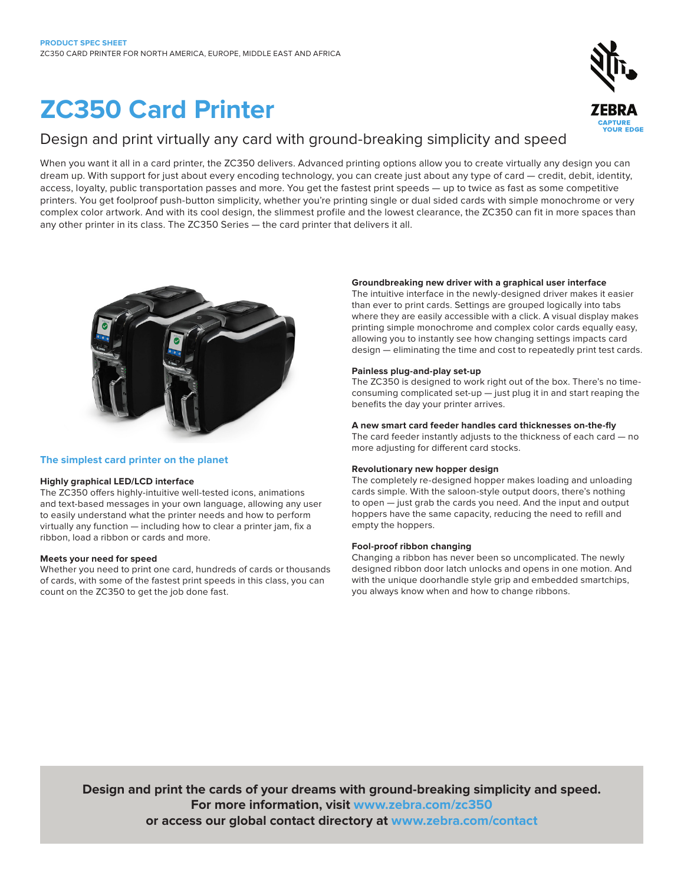PRODUCT SPEC SHEET

ZC350 CARD PRINTER FOR NORTH AMERICA, EUROPE, MIDDLE EAST AND AFRICA

# ZC350 Card Printer

## Design and print virtually any card with ground-breaking simplicity and speed

When you want it all in a card printer, the ZC350 delivers. Advanced printing options allow you to create virtually any design you can dream up. With support for just about every encoding technology, you can create just about any type of card — credit, debit, identity, access, loyalty, public transportation passes and more. You get the fastest print speeds — up to twice as fast as some competitive printers. You get foolproof push-button simplicity, whether you're printing single or dual sided cards with simple monochrome or very complex color artwork. And with its cool design, the slimmest profile and the lowest clearance, the ZC350 can fit in more spaces than any other printer in its class. The ZC350 Series — the card printer that delivers it all.

### The simplest card printer on the planet

**Highly graphical LED/LCD interface**

The ZC350 offers highly-intuitive well-tested icons, animations and text-based messages in your own language, allowing any user to easily understand what the printer needs and how to perform virtually any function — including how to clear a printer jam, fix a ribbon, load a ribbon or cards and more.

**Meets your need for speed**

Whether you need to print one card, hundreds of cards or thousands of cards, with some of the fastest print speeds in this class, you can count on the ZC350 to get the job done fast.

**Groundbreaking new driver with a graphical user interface**

The intuitive interface in the newly-designed driver makes it easier than ever to print cards. Settings are grouped logically into tabs where they are easily accessible with a click. A visual display makes printing simple monochrome and complex color cards equally easy, allowing you to instantly see how changing settings impacts card design — eliminating the time and cost to repeatedly print test cards.

**Painless plug-and-play set-up**

The ZC350 is designed to work right out of the box. There's no time-consuming complicated set-up — just plug it in and start reaping the benefits the day your printer arrives.

**A new smart card feeder handles card thicknesses on-the-fly**

The card feeder instantly adjusts to the thickness of each card — no more adjusting for different card stocks.

**Revolutionary new hopper design**

The completely re-designed hopper makes loading and unloading cards simple. With the saloon-style output doors, there's nothing to open — just grab the cards you need. And the input and output hoppers have the same capacity, reducing the need to refill and empty the hoppers.

**Fool-proof ribbon changing**

Changing a ribbon has never been so uncomplicated. The newly designed ribbon door latch unlocks and opens in one motion. And with the unique doorhandle style grip and embedded smartchips, you always know when and how to change ribbons.

**Design and print the cards of your dreams with ground-breaking simplicity and speed.**
**For more information, visit www.zebra.com/zc350**
**or access our global contact directory at www.zebra.com/contact**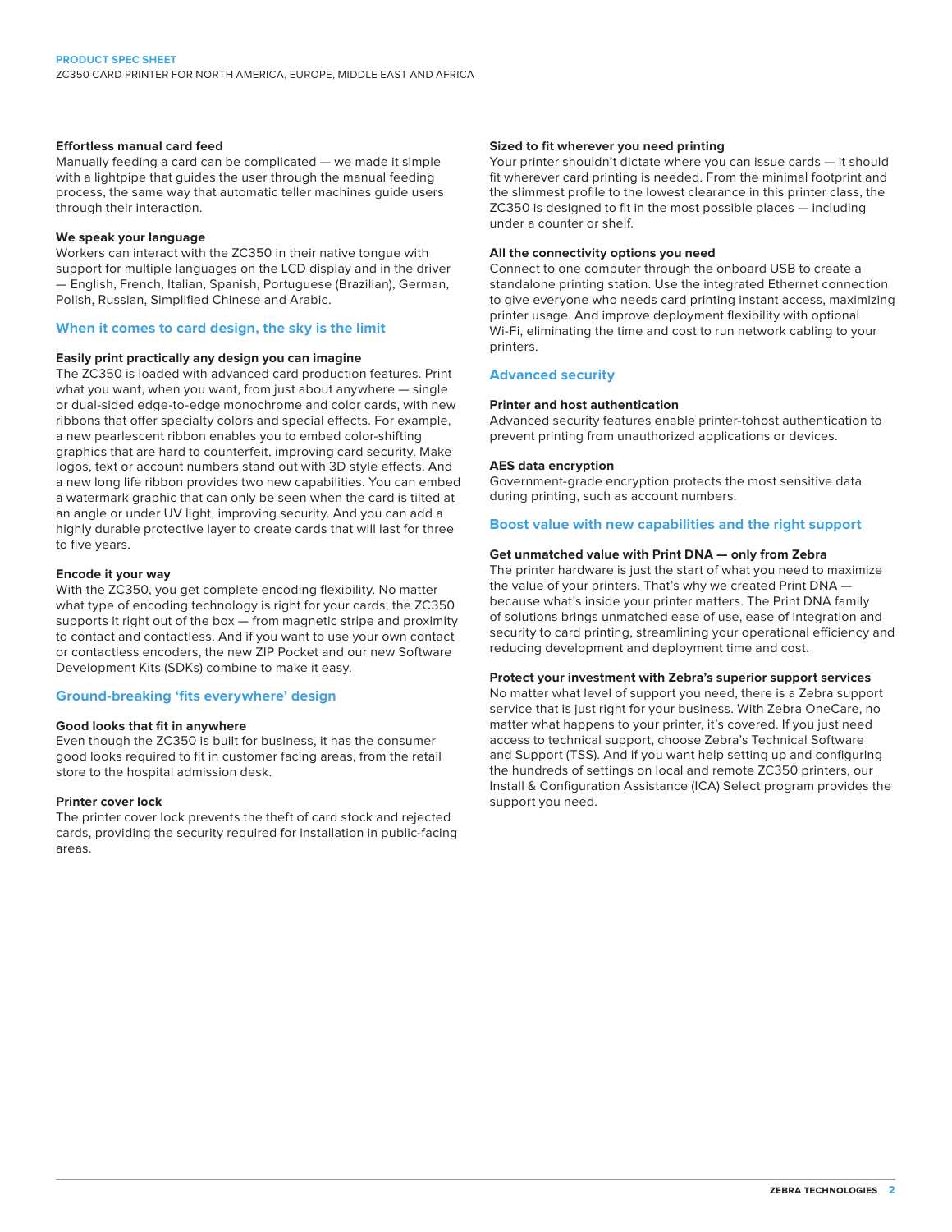**Effortless manual card feed**
Manually feeding a card can be complicated — we made it simple with a lightpipe that guides the user through the manual feeding process, the same way that automatic teller machines guide users through their interaction.

**We speak your language**
Workers can interact with the ZC350 in their native tongue with support for multiple languages on the LCD display and in the driver — English, French, Italian, Spanish, Portuguese (Brazilian), German, Polish, Russian, Simplified Chinese and Arabic.

## When it comes to card design, the sky is the limit

**Easily print practically any design you can imagine**
The ZC350 is loaded with advanced card production features. Print what you want, when you want, from just about anywhere — single or dual-sided edge-to-edge monochrome and color cards, with new ribbons that offer specialty colors and special effects. For example, a new pearlescent ribbon enables you to embed color-shifting graphics that are hard to counterfeit, improving card security. Make logos, text or account numbers stand out with 3D style effects. And a new long life ribbon provides two new capabilities. You can embed a watermark graphic that can only be seen when the card is tilted at an angle or under UV light, improving security. And you can add a highly durable protective layer to create cards that will last for three to five years.

**Encode it your way**
With the ZC350, you get complete encoding flexibility. No matter what type of encoding technology is right for your cards, the ZC350 supports it right out of the box — from magnetic stripe and proximity to contact and contactless. And if you want to use your own contact or contactless encoders, the new ZIP Pocket and our new Software Development Kits (SDKs) combine to make it easy.

## Ground-breaking 'fits everywhere' design

**Good looks that fit in anywhere**
Even though the ZC350 is built for business, it has the consumer good looks required to fit in customer facing areas, from the retail store to the hospital admission desk.

**Printer cover lock**
The printer cover lock prevents the theft of card stock and rejected cards, providing the security required for installation in public-facing areas.

**Sized to fit wherever you need printing**
Your printer shouldn't dictate where you can issue cards — it should fit wherever card printing is needed. From the minimal footprint and the slimmest profile to the lowest clearance in this printer class, the ZC350 is designed to fit in the most possible places — including under a counter or shelf.

**All the connectivity options you need**
Connect to one computer through the onboard USB to create a standalone printing station. Use the integrated Ethernet connection to give everyone who needs card printing instant access, maximizing printer usage. And improve deployment flexibility with optional Wi-Fi, eliminating the time and cost to run network cabling to your printers.

## Advanced security

**Printer and host authentication**
Advanced security features enable printer-tohost authentication to prevent printing from unauthorized applications or devices.

**AES data encryption**
Government-grade encryption protects the most sensitive data during printing, such as account numbers.

## Boost value with new capabilities and the right support

**Get unmatched value with Print DNA — only from Zebra**
The printer hardware is just the start of what you need to maximize the value of your printers. That's why we created Print DNA — because what's inside your printer matters. The Print DNA family of solutions brings unmatched ease of use, ease of integration and security to card printing, streamlining your operational efficiency and reducing development and deployment time and cost.

**Protect your investment with Zebra's superior support services**
No matter what level of support you need, there is a Zebra support service that is just right for your business. With Zebra OneCare, no matter what happens to your printer, it's covered. If you just need access to technical support, choose Zebra's Technical Software and Support (TSS). And if you want help setting up and configuring the hundreds of settings on local and remote ZC350 printers, our Install & Configuration Assistance (ICA) Select program provides the support you need.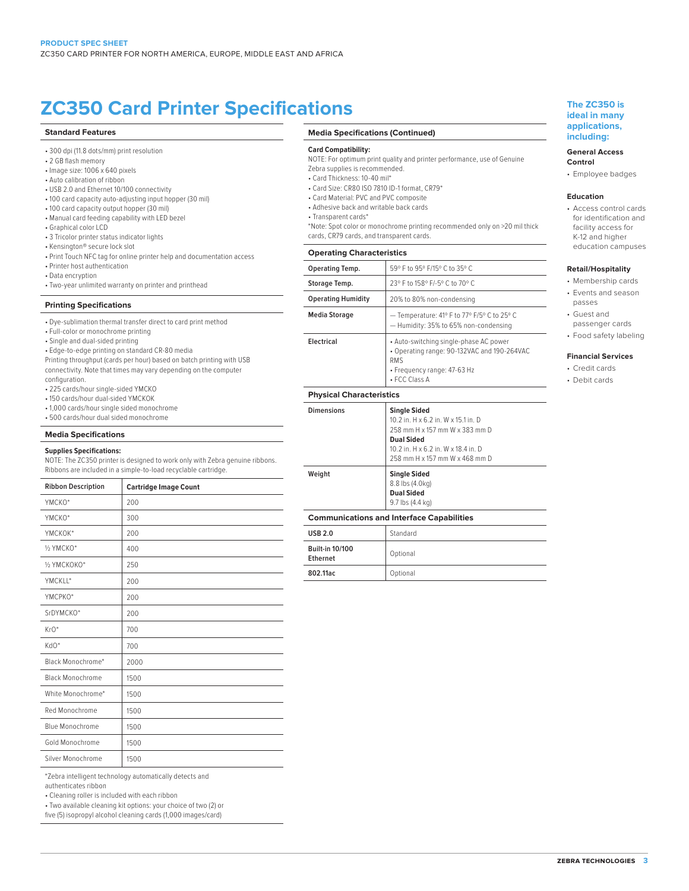# ZC350 Card Printer Specifications

## Standard Features

- 300 dpi (11.8 dots/mm) print resolution
- 2 GB flash memory
- Image size: 1006 x 640 pixels
- Auto calibration of ribbon
- USB 2.0 and Ethernet 10/100 connectivity
- 100 card capacity auto-adjusting input hopper (30 mil)
- 100 card capacity output hopper (30 mil)
- Manual card feeding capability with LED bezel
- Graphical color LCD
- 3 Tricolor printer status indicator lights
- Kensington® secure lock slot
- Print Touch NFC tag for online printer help and documentation access
- Printer host authentication
- Data encryption
- Two-year unlimited warranty on printer and printhead

## Printing Specifications

- Dye-sublimation thermal transfer direct to card print method
- Full-color or monochrome printing
- Single and dual-sided printing
- Edge-to-edge printing on standard CR-80 media

Printing throughput (cards per hour) based on batch printing with USB connectivity. Note that times may vary depending on the computer configuration.

- 225 cards/hour single-sided YMCKO
- 150 cards/hour dual-sided YMCKOK
- 1,000 cards/hour single sided monochrome
- 500 cards/hour dual sided monochrome

## Media Specifications

**Supplies Specifications:**

NOTE: The ZC350 printer is designed to work only with Zebra genuine ribbons. Ribbons are included in a simple-to-load recyclable cartridge.

| Ribbon Description | Cartridge Image Count |
|---|---|
| YMCKO* | 200 |
| YMCKO* | 300 |
| YMCKOK* | 200 |
| ½ YMCKO* | 400 |
| ½ YMCKOKO* | 250 |
| YMCKLL* | 200 |
| YMCPKO* | 200 |
| SrDYMCKO* | 200 |
| KrO* | 700 |
| KdO* | 700 |
| Black Monochrome* | 2000 |
| Black Monochrome | 1500 |
| White Monochrome* | 1500 |
| Red Monochrome | 1500 |
| Blue Monochrome | 1500 |
| Gold Monochrome | 1500 |
| Silver Monochrome | 1500 |

*Zebra intelligent technology automatically detects and authenticates ribbon

- Cleaning roller is included with each ribbon
- Two available cleaning kit options: your choice of two (2) or five (5) isopropyl alcohol cleaning cards (1,000 images/card)

## Media Specifications (Continued)

**Card Compatibility:**

NOTE: For optimum print quality and printer performance, use of Genuine Zebra supplies is recommended.

- Card Thickness: 10-40 mil*
- Card Size: CR80 ISO 7810 ID-1 format, CR79*
- Card Material: PVC and PVC composite
- Adhesive back and writable back cards
- Transparent cards*

*Note: Spot color or monochrome printing recommended only on >20 mil thick cards, CR79 cards, and transparent cards.

## Operating Characteristics

| | |
|---|---|
| Operating Temp. | 59º F to 95º F/15º C to 35º C |
| Storage Temp. | 23º F to 158º F/-5º C to 70º C |
| Operating Humidity | 20% to 80% non-condensing |
| Media Storage | — Temperature: 41º F to 77º F/5º C to 25º C<br>— Humidity: 35% to 65% non-condensing |
| Electrical | • Auto-switching single-phase AC power<br>• Operating range: 90-132VAC and 190-264VAC RMS<br>• Frequency range: 47-63 Hz<br>• FCC Class A |

## Physical Characteristics

| | |
|---|---|
| Dimensions | **Single Sided**<br>10.2 in. H x 6.2 in. W x 15.1 in. D<br>258 mm H x 157 mm W x 383 mm D<br>**Dual Sided**<br>10.2 in. H x 6.2 in. W x 18.4 in. D<br>258 mm H x 157 mm W x 468 mm D |
| Weight | **Single Sided**<br>8.8 lbs (4.0kg)<br>**Dual Sided**<br>9.7 lbs (4.4 kg) |

## Communications and Interface Capabilities

| | |
|---|---|
| USB 2.0 | Standard |
| Built-in 10/100 Ethernet | Optional |
| 802.11ac | Optional |

## The ZC350 is ideal in many applications, including:

**General Access Control**

- Employee badges

**Education**

- Access control cards for identification and facility access for K-12 and higher education campuses

**Retail/Hospitality**

- Membership cards
- Events and season passes
- Guest and passenger cards
- Food safety labeling

**Financial Services**

- Credit cards
- Debit cards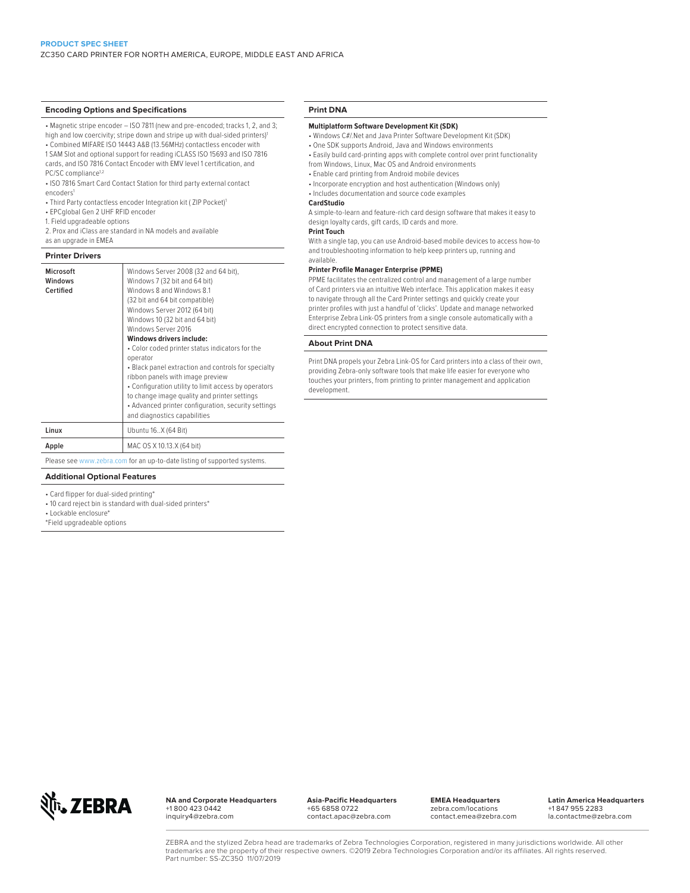**PRODUCT SPEC SHEET**

ZC350 CARD PRINTER FOR NORTH AMERICA, EUROPE, MIDDLE EAST AND AFRICA

### Encoding Options and Specifications

- Magnetic stripe encoder – ISO 7811 (new and pre-encoded; tracks 1, 2, and 3; high and low coercivity; stripe down and stripe up with dual-sided printers)[1]
- Combined MIFARE ISO 14443 A&B (13.56MHz) contactless encoder with 1 SAM Slot and optional support for reading iCLASS ISO 15693 and ISO 7816 cards, and ISO 7816 Contact Encoder with EMV level 1 certification, and PC/SC compliance[1,2]
- ISO 7816 Smart Card Contact Station for third party external contact encoders[1]
- Third Party contactless encoder Integration kit ( ZIP Pocket)[1]
- EPCglobal Gen 2 UHF RFID encoder

1. Field upgradeable options
2. Prox and iClass are standard in NA models and available as an upgrade in EMEA

### Printer Drivers

| | |
|---|---|
| **Microsoft Windows Certified** | Windows Server 2008 (32 and 64 bit), Windows 7 (32 bit and 64 bit) Windows 8 and Windows 8.1 (32 bit and 64 bit compatible) Windows Server 2012 (64 bit) Windows 10 (32 bit and 64 bit) Windows Server 2016 **Windows drivers include:** • Color coded printer status indicators for the operator • Black panel extraction and controls for specialty ribbon panels with image preview • Configuration utility to limit access by operators to change image quality and printer settings • Advanced printer configuration, security settings and diagnostics capabilities |
| **Linux** | Ubuntu 16..X (64 Bit) |
| **Apple** | MAC OS X 10.13.X (64 bit) |

Please see www.zebra.com for an up-to-date listing of supported systems.

### Additional Optional Features

- Card flipper for dual-sided printing*
- 10 card reject bin is standard with dual-sided printers*
- Lockable enclosure*

*Field upgradeable options

### Print DNA

**Multiplatform Software Development Kit (SDK)**

- Windows C#/.Net and Java Printer Software Development Kit (SDK)
- One SDK supports Android, Java and Windows environments
- Easily build card-printing apps with complete control over print functionality from Windows, Linux, Mac OS and Android environments
- Enable card printing from Android mobile devices
- Incorporate encryption and host authentication (Windows only)
- Includes documentation and source code examples

**CardStudio**

A simple-to-learn and feature-rich card design software that makes it easy to design loyalty cards, gift cards, ID cards and more.

**Print Touch**

With a single tap, you can use Android-based mobile devices to access how-to and troubleshooting information to help keep printers up, running and available.

**Printer Profile Manager Enterprise (PPME)**

PPME facilitates the centralized control and management of a large number of Card printers via an intuitive Web interface. This application makes it easy to navigate through all the Card Printer settings and quickly create your printer profiles with just a handful of 'clicks'. Update and manage networked Enterprise Zebra Link-OS printers from a single console automatically with a direct encrypted connection to protect sensitive data.

### About Print DNA

Print DNA propels your Zebra Link-OS for Card printers into a class of their own, providing Zebra-only software tools that make life easier for everyone who touches your printers, from printing to printer management and application development.

**NA and Corporate Headquarters**
+1 800 423 0442
inquiry4@zebra.com

**Asia-Pacific Headquarters**
+65 6858 0722
contact.apac@zebra.com

**EMEA Headquarters**
zebra.com/locations
contact.emea@zebra.com

**Latin America Headquarters**
+1 847 955 2283
la.contactme@zebra.com

ZEBRA and the stylized Zebra head are trademarks of Zebra Technologies Corporation, registered in many jurisdictions worldwide. All other trademarks are the property of their respective owners. ©2019 Zebra Technologies Corporation and/or its affiliates. All rights reserved.
Part number: SS-ZC350 11/07/2019